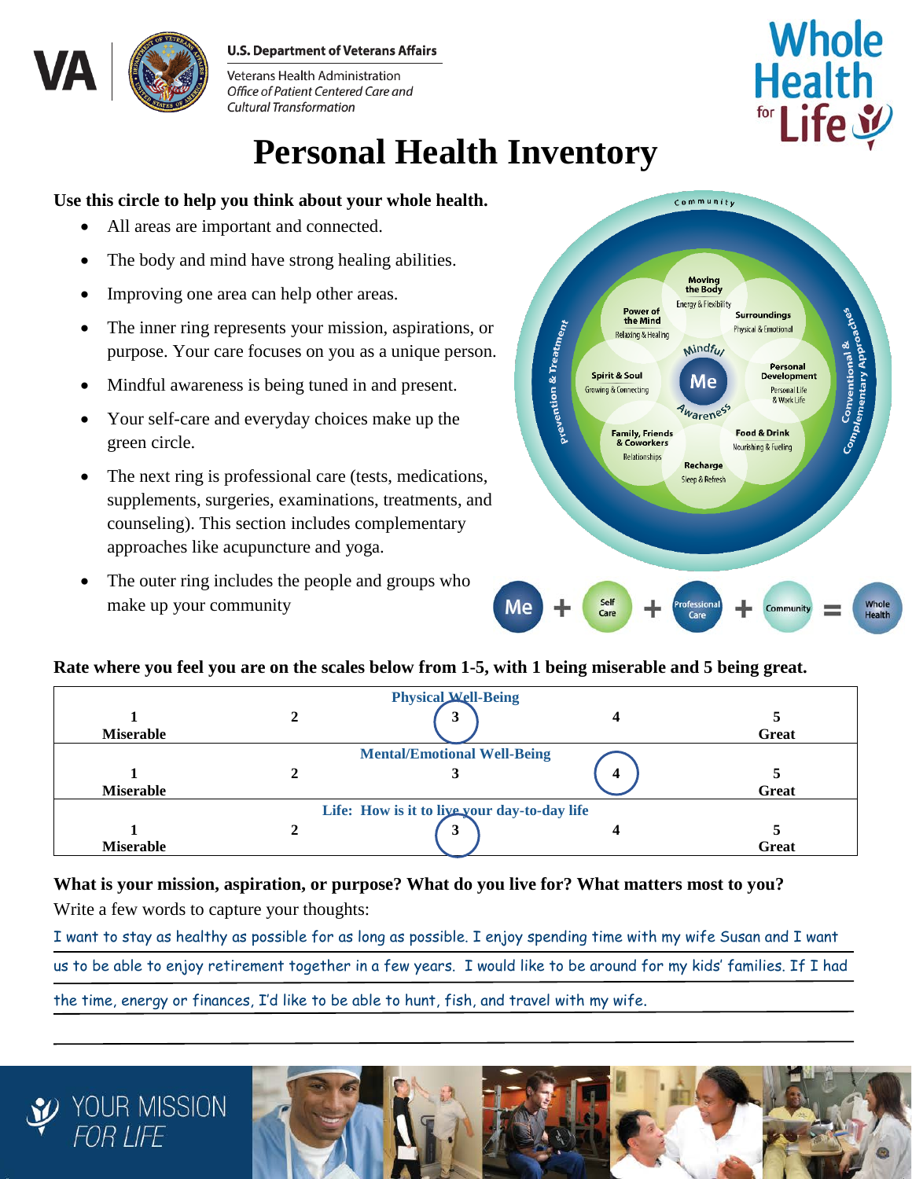U.S. Department of Veterans Affairs

Veterans Health Administration
*Office of Patient Centered Care and Cultural Transformation*

Whole Health for Life

# Personal Health Inventory

**Use this circle to help you think about your whole health.**

- All areas are important and connected.
- The body and mind have strong healing abilities.
- Improving one area can help other areas.
- The inner ring represents your mission, aspirations, or purpose. Your care focuses on you as a unique person.
- Mindful awareness is being tuned in and present.
- Your self-care and everyday choices make up the green circle.
- The next ring is professional care (tests, medications, supplements, surgeries, examinations, treatments, and counseling). This section includes complementary approaches like acupuncture and yoga.
- The outer ring includes the people and groups who make up your community

Community
Prevention & Treatment
Conventional & Complementary Approaches
Moving the Body — Energy & Flexibility
Surroundings — Physical & Emotional
Personal Development — Personal Life & Work Life
Food & Drink — Nourishing & Fueling
Recharge — Sleep & Refresh
Family, Friends & Coworkers — Relationships
Spirit & Soul — Growing & Connecting
Power of the Mind — Relaxing & Healing
Mindful Awareness
Me

Me + Self Care + Professional Care + Community = Whole Health

**Rate where you feel you are on the scales below from 1-5, with 1 being miserable and 5 being great.**

| Physical Well-Being | | | | |
|---|---|---|---|---|
| **1 Miserable** | **2** | **(3)** | **4** | **5 Great** |

| Mental/Emotional Well-Being | | | | |
|---|---|---|---|---|
| **1 Miserable** | **2** | **3** | **(4)** | **5 Great** |

| Life: How is it to live your day-to-day life | | | | |
|---|---|---|---|---|
| **1 Miserable** | **2** | **(3)** | **4** | **5 Great** |

**What is your mission, aspiration, or purpose? What do you live for? What matters most to you?**
Write a few words to capture your thoughts:

I want to stay as healthy as possible for as long as possible. I enjoy spending time with my wife Susan and I want us to be able to enjoy retirement together in a few years. I would like to be around for my kids' families. If I had the time, energy or finances, I'd like to be able to hunt, fish, and travel with my wife.

YOUR MISSION FOR LIFE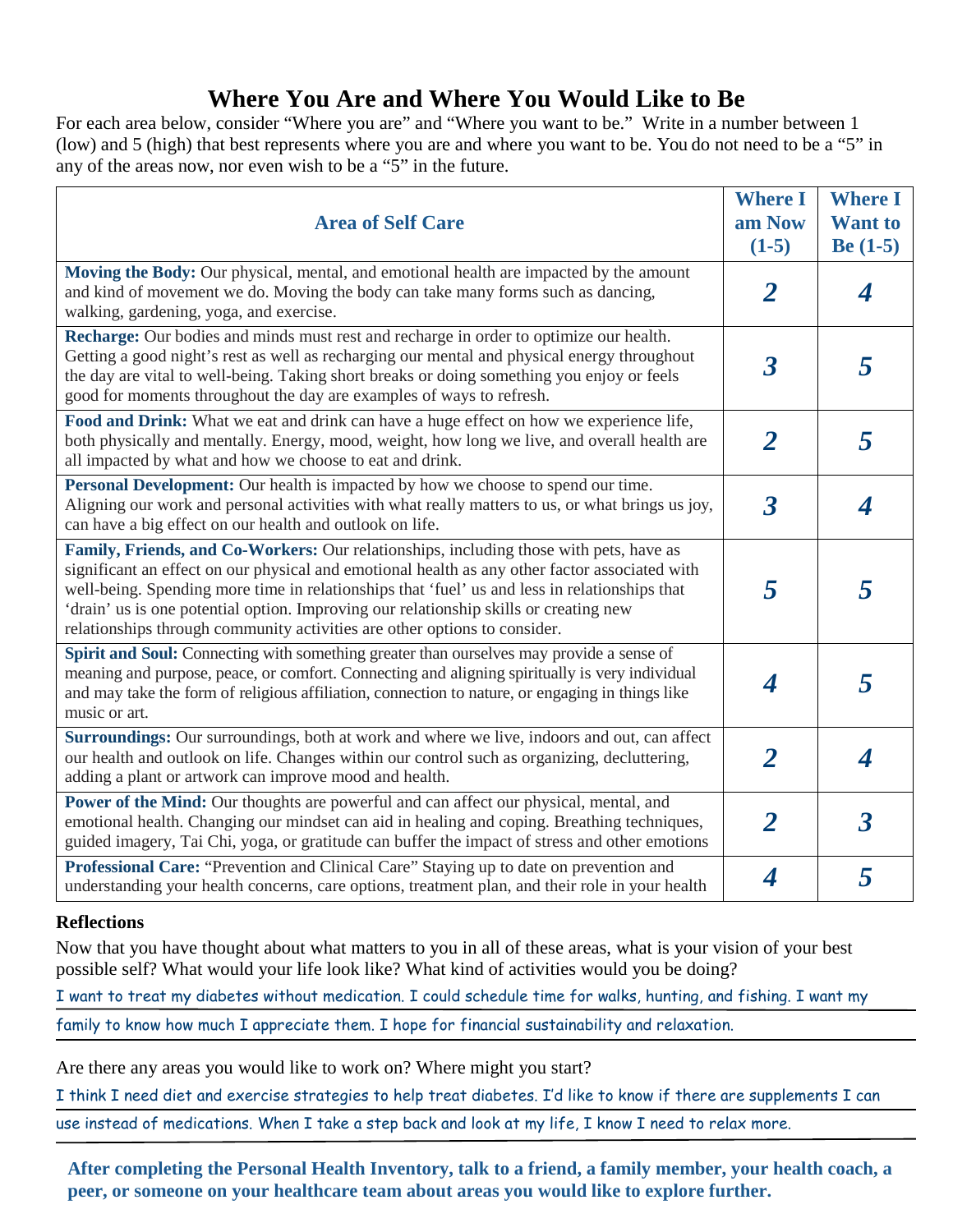# Where You Are and Where You Would Like to Be

For each area below, consider "Where you are" and "Where you want to be." Write in a number between 1 (low) and 5 (high) that best represents where you are and where you want to be. You do not need to be a "5" in any of the areas now, nor even wish to be a "5" in the future.

| Area of Self Care | Where I am Now (1-5) | Where I Want to Be (1-5) |
|---|---|---|
| **Moving the Body:** Our physical, mental, and emotional health are impacted by the amount and kind of movement we do. Moving the body can take many forms such as dancing, walking, gardening, yoga, and exercise. | *2* | *4* |
| **Recharge:** Our bodies and minds must rest and recharge in order to optimize our health. Getting a good night's rest as well as recharging our mental and physical energy throughout the day are vital to well-being. Taking short breaks or doing something you enjoy or feels good for moments throughout the day are examples of ways to refresh. | *3* | *5* |
| **Food and Drink:** What we eat and drink can have a huge effect on how we experience life, both physically and mentally. Energy, mood, weight, how long we live, and overall health are all impacted by what and how we choose to eat and drink. | *2* | *5* |
| **Personal Development:** Our health is impacted by how we choose to spend our time. Aligning our work and personal activities with what really matters to us, or what brings us joy, can have a big effect on our health and outlook on life. | *3* | *4* |
| **Family, Friends, and Co-Workers:** Our relationships, including those with pets, have as significant an effect on our physical and emotional health as any other factor associated with well-being. Spending more time in relationships that 'fuel' us and less in relationships that 'drain' us is one potential option. Improving our relationship skills or creating new relationships through community activities are other options to consider. | *5* | *5* |
| **Spirit and Soul:** Connecting with something greater than ourselves may provide a sense of meaning and purpose, peace, or comfort. Connecting and aligning spiritually is very individual and may take the form of religious affiliation, connection to nature, or engaging in things like music or art. | *4* | *5* |
| **Surroundings:** Our surroundings, both at work and where we live, indoors and out, can affect our health and outlook on life. Changes within our control such as organizing, decluttering, adding a plant or artwork can improve mood and health. | *2* | *4* |
| **Power of the Mind:** Our thoughts are powerful and can affect our physical, mental, and emotional health. Changing our mindset can aid in healing and coping. Breathing techniques, guided imagery, Tai Chi, yoga, or gratitude can buffer the impact of stress and other emotions | *2* | *3* |
| **Professional Care:** "Prevention and Clinical Care" Staying up to date on prevention and understanding your health concerns, care options, treatment plan, and their role in your health | *4* | *5* |

**Reflections**

Now that you have thought about what matters to you in all of these areas, what is your vision of your best possible self? What would your life look like? What kind of activities would you be doing?

I want to treat my diabetes without medication. I could schedule time for walks, hunting, and fishing. I want my family to know how much I appreciate them. I hope for financial sustainability and relaxation.

Are there any areas you would like to work on? Where might you start?

I think I need diet and exercise strategies to help treat diabetes. I'd like to know if there are supplements I can use instead of medications. When I take a step back and look at my life, I know I need to relax more.

**After completing the Personal Health Inventory, talk to a friend, a family member, your health coach, a peer, or someone on your healthcare team about areas you would like to explore further.**